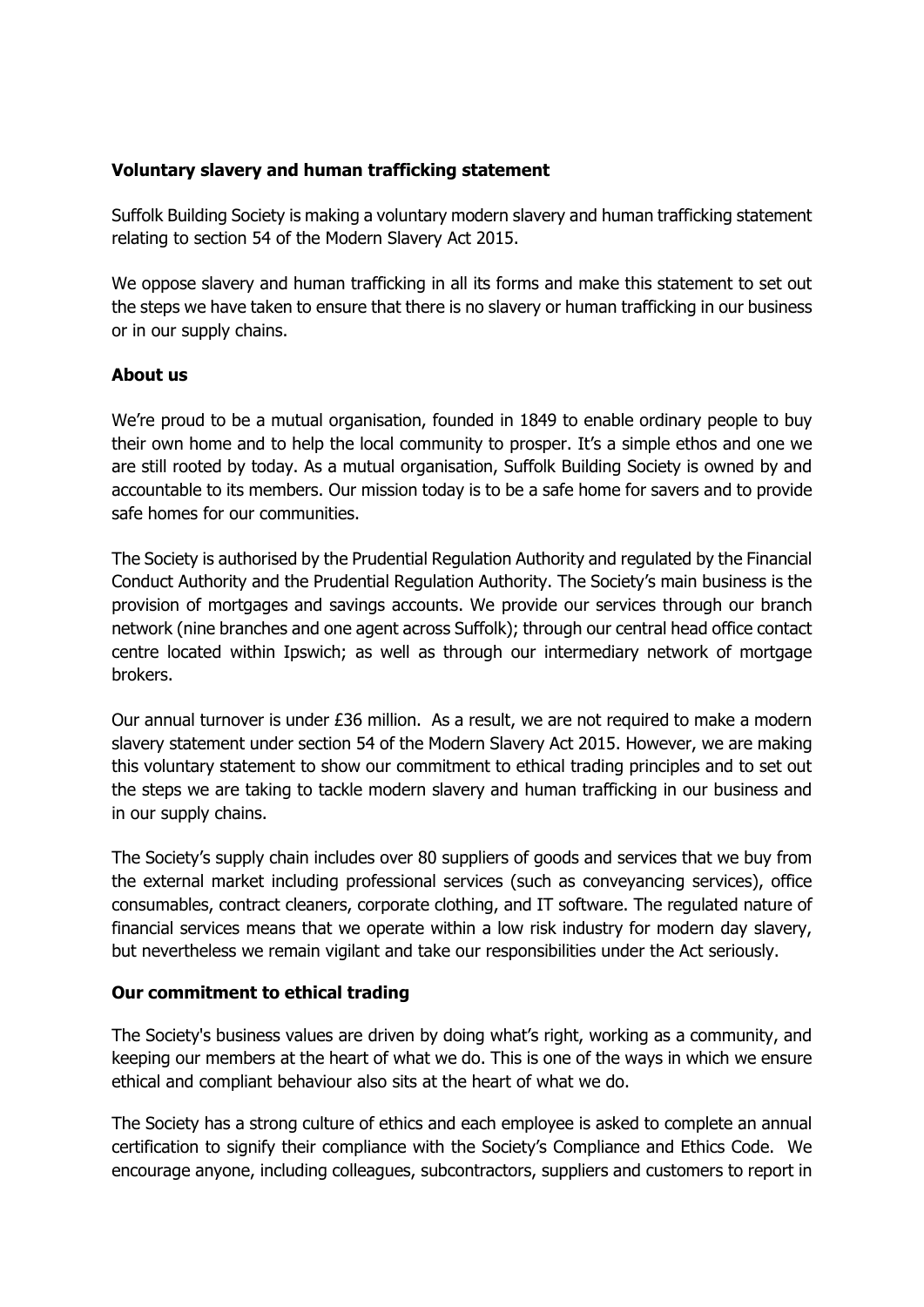**Voluntary slavery and human trafficking statement**

Suffolk Building Society is making a voluntary modern slavery and human trafficking statement relating to section 54 of the Modern Slavery Act 2015.

We oppose slavery and human trafficking in all its forms and make this statement to set out the steps we have taken to ensure that there is no slavery or human trafficking in our business or in our supply chains.

**About us**

We're proud to be a mutual organisation, founded in 1849 to enable ordinary people to buy their own home and to help the local community to prosper. It's a simple ethos and one we are still rooted by today. As a mutual organisation, Suffolk Building Society is owned by and accountable to its members. Our mission today is to be a safe home for savers and to provide safe homes for our communities.

The Society is authorised by the Prudential Regulation Authority and regulated by the Financial Conduct Authority and the Prudential Regulation Authority. The Society's main business is the provision of mortgages and savings accounts. We provide our services through our branch network (nine branches and one agent across Suffolk); through our central head office contact centre located within Ipswich; as well as through our intermediary network of mortgage brokers.

Our annual turnover is under £36 million. As a result, we are not required to make a modern slavery statement under section 54 of the Modern Slavery Act 2015. However, we are making this voluntary statement to show our commitment to ethical trading principles and to set out the steps we are taking to tackle modern slavery and human trafficking in our business and in our supply chains.

The Society's supply chain includes over 80 suppliers of goods and services that we buy from the external market including professional services (such as conveyancing services), office consumables, contract cleaners, corporate clothing, and IT software. The regulated nature of financial services means that we operate within a low risk industry for modern day slavery, but nevertheless we remain vigilant and take our responsibilities under the Act seriously.

**Our commitment to ethical trading**

The Society's business values are driven by doing what's right, working as a community, and keeping our members at the heart of what we do. This is one of the ways in which we ensure ethical and compliant behaviour also sits at the heart of what we do.

The Society has a strong culture of ethics and each employee is asked to complete an annual certification to signify their compliance with the Society's Compliance and Ethics Code. We encourage anyone, including colleagues, subcontractors, suppliers and customers to report in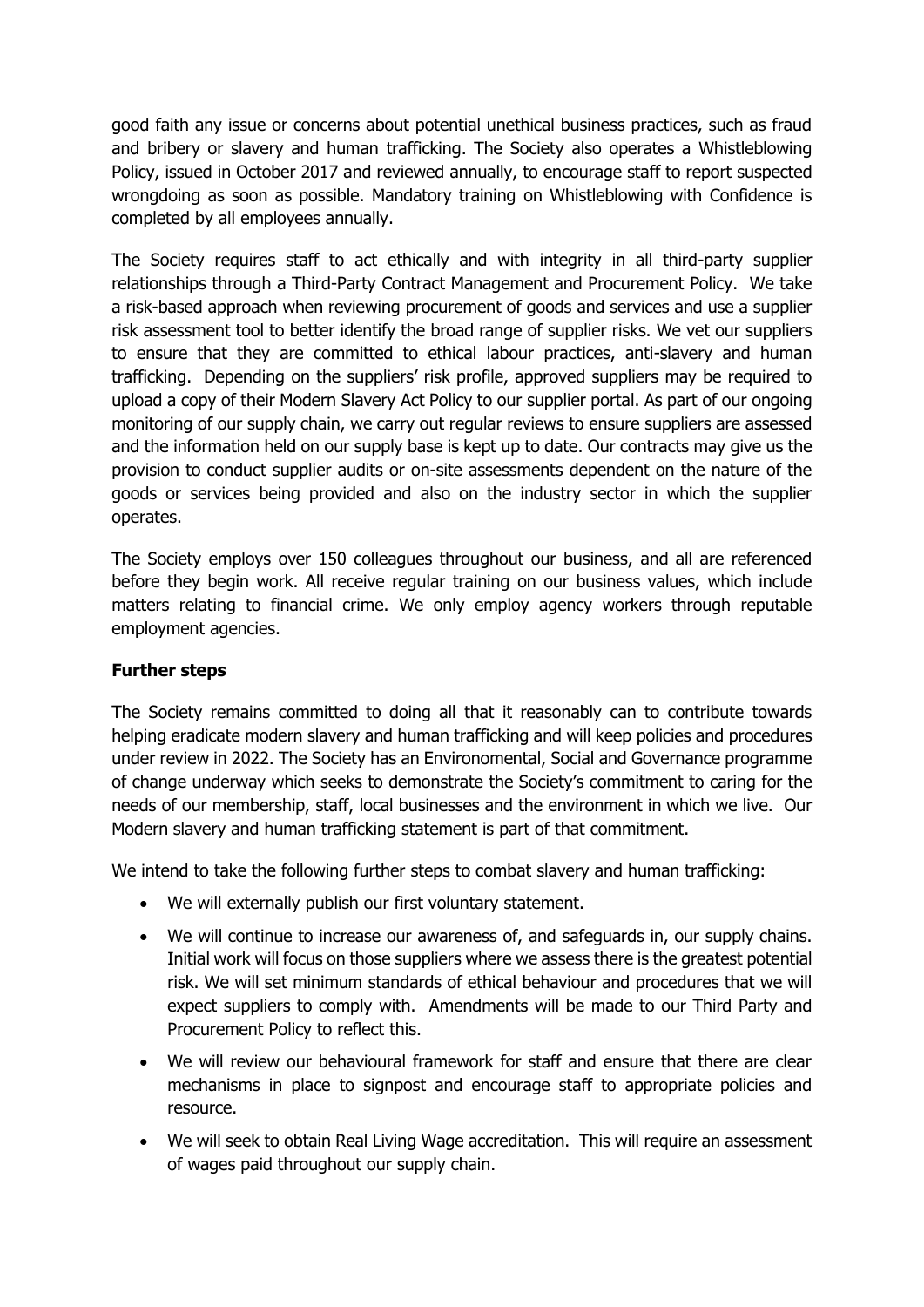good faith any issue or concerns about potential unethical business practices, such as fraud and bribery or slavery and human trafficking. The Society also operates a Whistleblowing Policy, issued in October 2017 and reviewed annually, to encourage staff to report suspected wrongdoing as soon as possible. Mandatory training on Whistleblowing with Confidence is completed by all employees annually.

The Society requires staff to act ethically and with integrity in all third-party supplier relationships through a Third-Party Contract Management and Procurement Policy. We take a risk-based approach when reviewing procurement of goods and services and use a supplier risk assessment tool to better identify the broad range of supplier risks. We vet our suppliers to ensure that they are committed to ethical labour practices, anti-slavery and human trafficking. Depending on the suppliers' risk profile, approved suppliers may be required to upload a copy of their Modern Slavery Act Policy to our supplier portal. As part of our ongoing monitoring of our supply chain, we carry out regular reviews to ensure suppliers are assessed and the information held on our supply base is kept up to date. Our contracts may give us the provision to conduct supplier audits or on-site assessments dependent on the nature of the goods or services being provided and also on the industry sector in which the supplier operates.

The Society employs over 150 colleagues throughout our business, and all are referenced before they begin work. All receive regular training on our business values, which include matters relating to financial crime. We only employ agency workers through reputable employment agencies.

**Further steps**

The Society remains committed to doing all that it reasonably can to contribute towards helping eradicate modern slavery and human trafficking and will keep policies and procedures under review in 2022. The Society has an Environomental, Social and Governance programme of change underway which seeks to demonstrate the Society's commitment to caring for the needs of our membership, staff, local businesses and the environment in which we live. Our Modern slavery and human trafficking statement is part of that commitment.

We intend to take the following further steps to combat slavery and human trafficking:

- We will externally publish our first voluntary statement.
- We will continue to increase our awareness of, and safeguards in, our supply chains. Initial work will focus on those suppliers where we assess there is the greatest potential risk. We will set minimum standards of ethical behaviour and procedures that we will expect suppliers to comply with. Amendments will be made to our Third Party and Procurement Policy to reflect this.
- We will review our behavioural framework for staff and ensure that there are clear mechanisms in place to signpost and encourage staff to appropriate policies and resource.
- We will seek to obtain Real Living Wage accreditation. This will require an assessment of wages paid throughout our supply chain.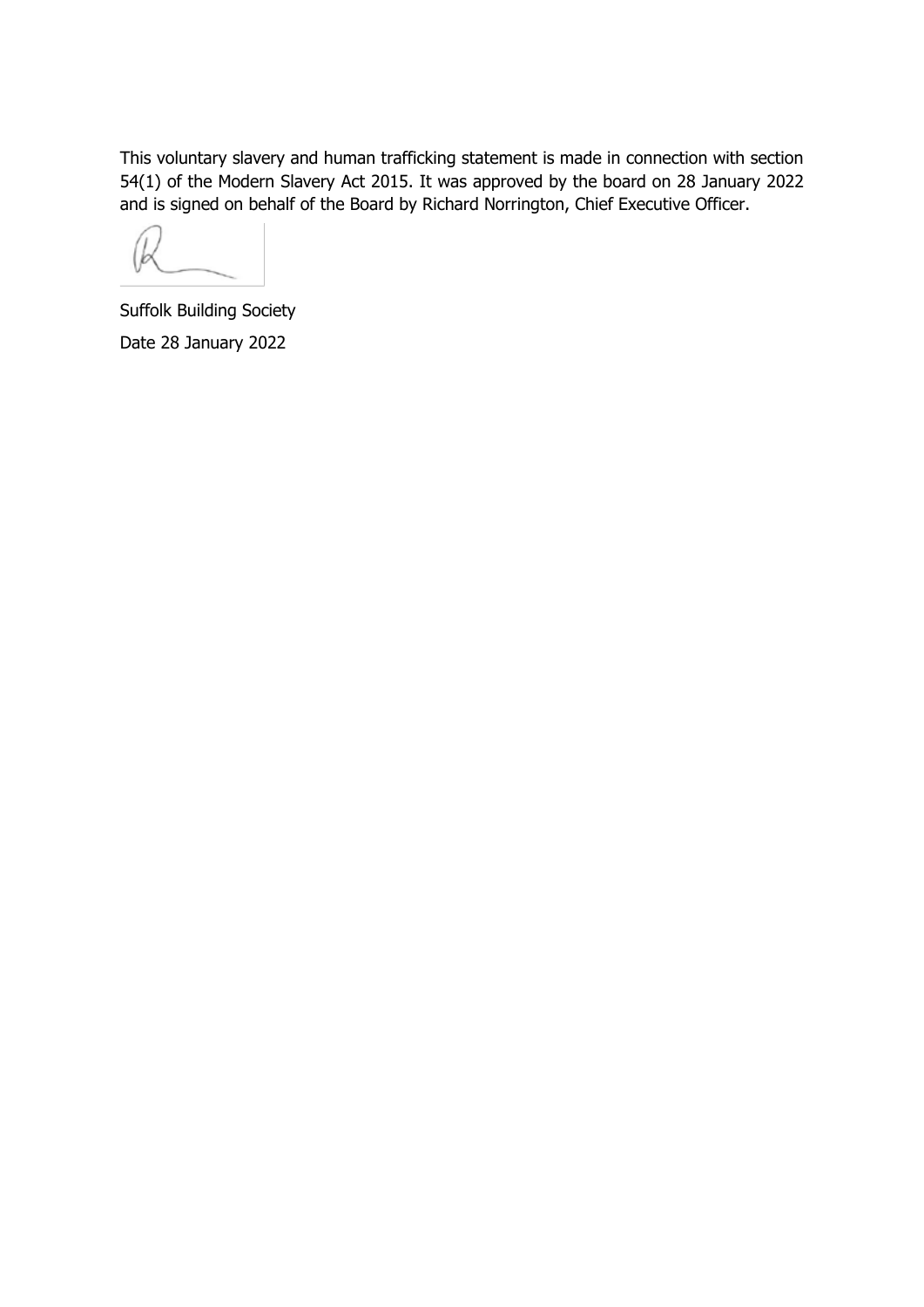This voluntary slavery and human trafficking statement is made in connection with section 54(1) of the Modern Slavery Act 2015. It was approved by the board on 28 January 2022 and is signed on behalf of the Board by Richard Norrington, Chief Executive Officer.

Suffolk Building Society

Date 28 January 2022